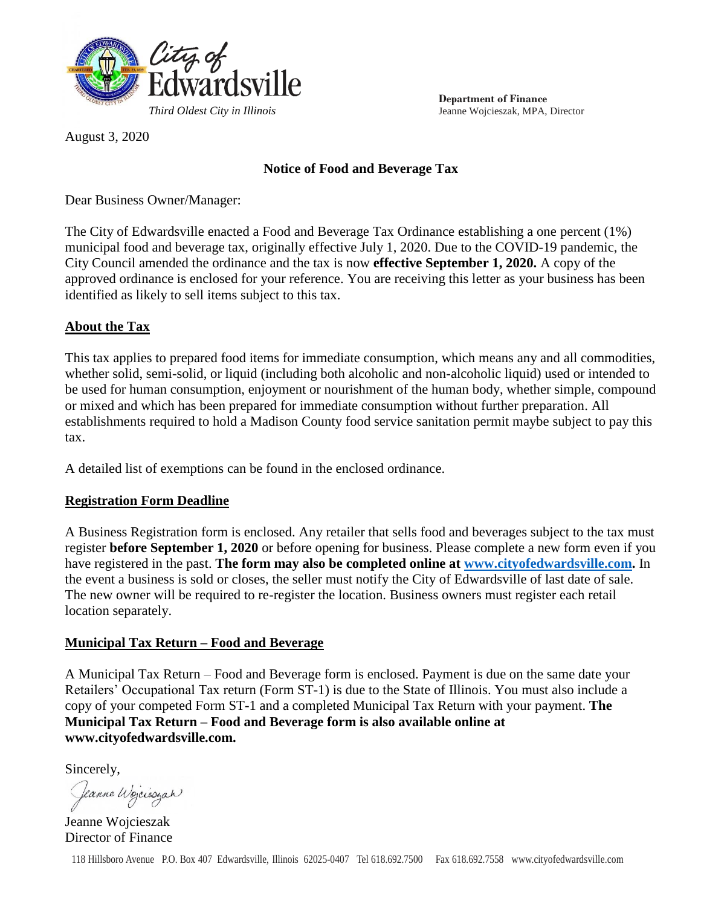City of Edwardsville

*Third Oldest City in Illinois*

**Department of Finance**
Jeanne Wojcieszak, MPA, Director

August 3, 2020

**Notice of Food and Beverage Tax**

Dear Business Owner/Manager:

The City of Edwardsville enacted a Food and Beverage Tax Ordinance establishing a one percent (1%) municipal food and beverage tax, originally effective July 1, 2020. Due to the COVID-19 pandemic, the City Council amended the ordinance and the tax is now **effective September 1, 2020.** A copy of the approved ordinance is enclosed for your reference. You are receiving this letter as your business has been identified as likely to sell items subject to this tax.

## About the Tax

This tax applies to prepared food items for immediate consumption, which means any and all commodities, whether solid, semi-solid, or liquid (including both alcoholic and non-alcoholic liquid) used or intended to be used for human consumption, enjoyment or nourishment of the human body, whether simple, compound or mixed and which has been prepared for immediate consumption without further preparation. All establishments required to hold a Madison County food service sanitation permit maybe subject to pay this tax.

A detailed list of exemptions can be found in the enclosed ordinance.

## Registration Form Deadline

A Business Registration form is enclosed. Any retailer that sells food and beverages subject to the tax must register **before September 1, 2020** or before opening for business. Please complete a new form even if you have registered in the past. **The form may also be completed online at www.cityofedwardsville.com.** In the event a business is sold or closes, the seller must notify the City of Edwardsville of last date of sale. The new owner will be required to re-register the location. Business owners must register each retail location separately.

## Municipal Tax Return – Food and Beverage

A Municipal Tax Return – Food and Beverage form is enclosed. Payment is due on the same date your Retailers' Occupational Tax return (Form ST-1) is due to the State of Illinois. You must also include a copy of your competed Form ST-1 and a completed Municipal Tax Return with your payment. **The Municipal Tax Return – Food and Beverage form is also available online at www.cityofedwardsville.com.**

Sincerely,

*Jeanne Wojcieszak*

Jeanne Wojcieszak
Director of Finance

118 Hillsboro Avenue P.O. Box 407 Edwardsville, Illinois 62025-0407 Tel 618.692.7500 Fax 618.692.7558 www.cityofedwardsville.com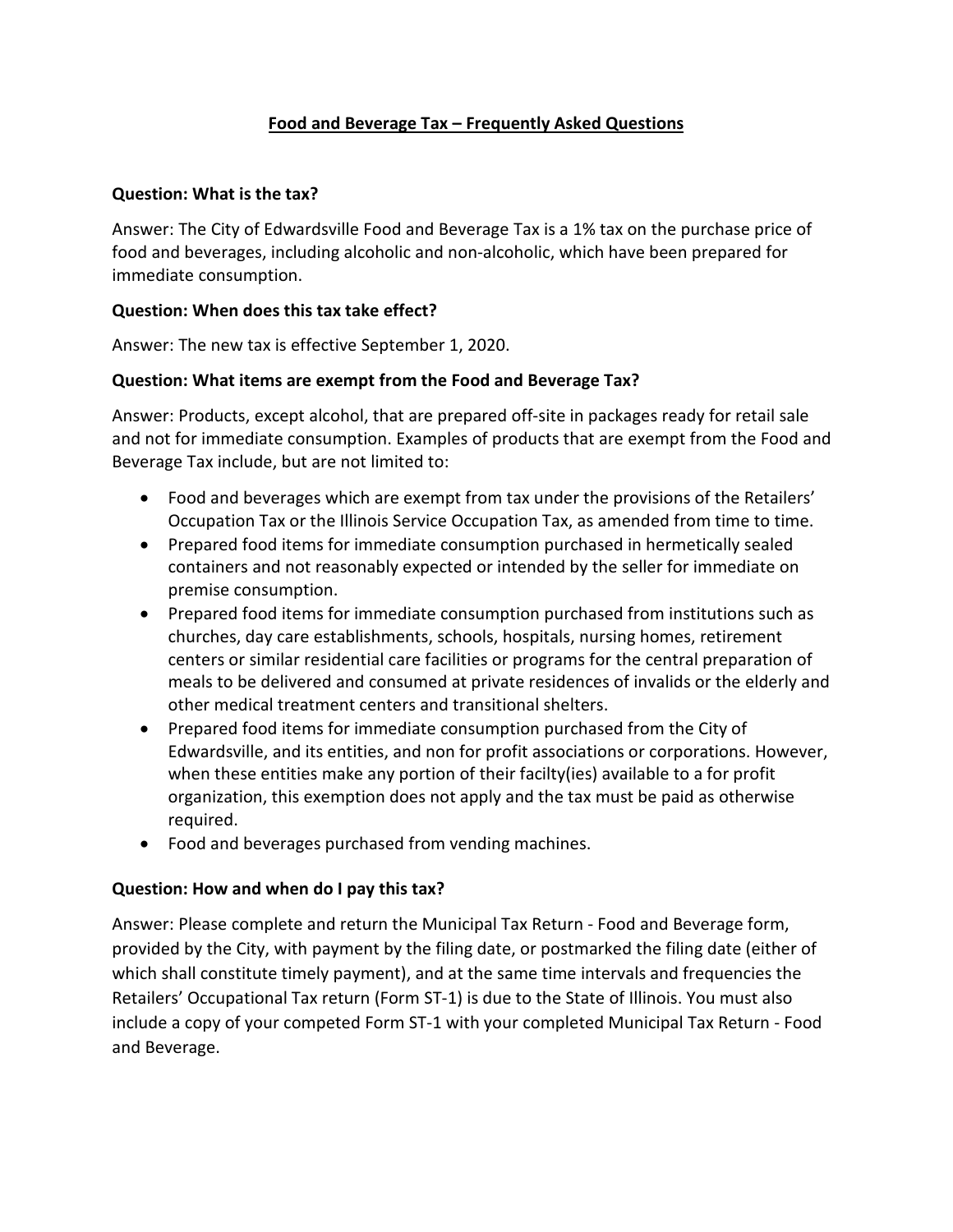# Food and Beverage Tax – Frequently Asked Questions

**Question: What is the tax?**

Answer: The City of Edwardsville Food and Beverage Tax is a 1% tax on the purchase price of food and beverages, including alcoholic and non-alcoholic, which have been prepared for immediate consumption.

**Question: When does this tax take effect?**

Answer: The new tax is effective September 1, 2020.

**Question: What items are exempt from the Food and Beverage Tax?**

Answer: Products, except alcohol, that are prepared off-site in packages ready for retail sale and not for immediate consumption. Examples of products that are exempt from the Food and Beverage Tax include, but are not limited to:

- Food and beverages which are exempt from tax under the provisions of the Retailers' Occupation Tax or the Illinois Service Occupation Tax, as amended from time to time.
- Prepared food items for immediate consumption purchased in hermetically sealed containers and not reasonably expected or intended by the seller for immediate on premise consumption.
- Prepared food items for immediate consumption purchased from institutions such as churches, day care establishments, schools, hospitals, nursing homes, retirement centers or similar residential care facilities or programs for the central preparation of meals to be delivered and consumed at private residences of invalids or the elderly and other medical treatment centers and transitional shelters.
- Prepared food items for immediate consumption purchased from the City of Edwardsville, and its entities, and non for profit associations or corporations. However, when these entities make any portion of their facilty(ies) available to a for profit organization, this exemption does not apply and the tax must be paid as otherwise required.
- Food and beverages purchased from vending machines.

**Question: How and when do I pay this tax?**

Answer: Please complete and return the Municipal Tax Return - Food and Beverage form, provided by the City, with payment by the filing date, or postmarked the filing date (either of which shall constitute timely payment), and at the same time intervals and frequencies the Retailers' Occupational Tax return (Form ST-1) is due to the State of Illinois. You must also include a copy of your competed Form ST-1 with your completed Municipal Tax Return - Food and Beverage.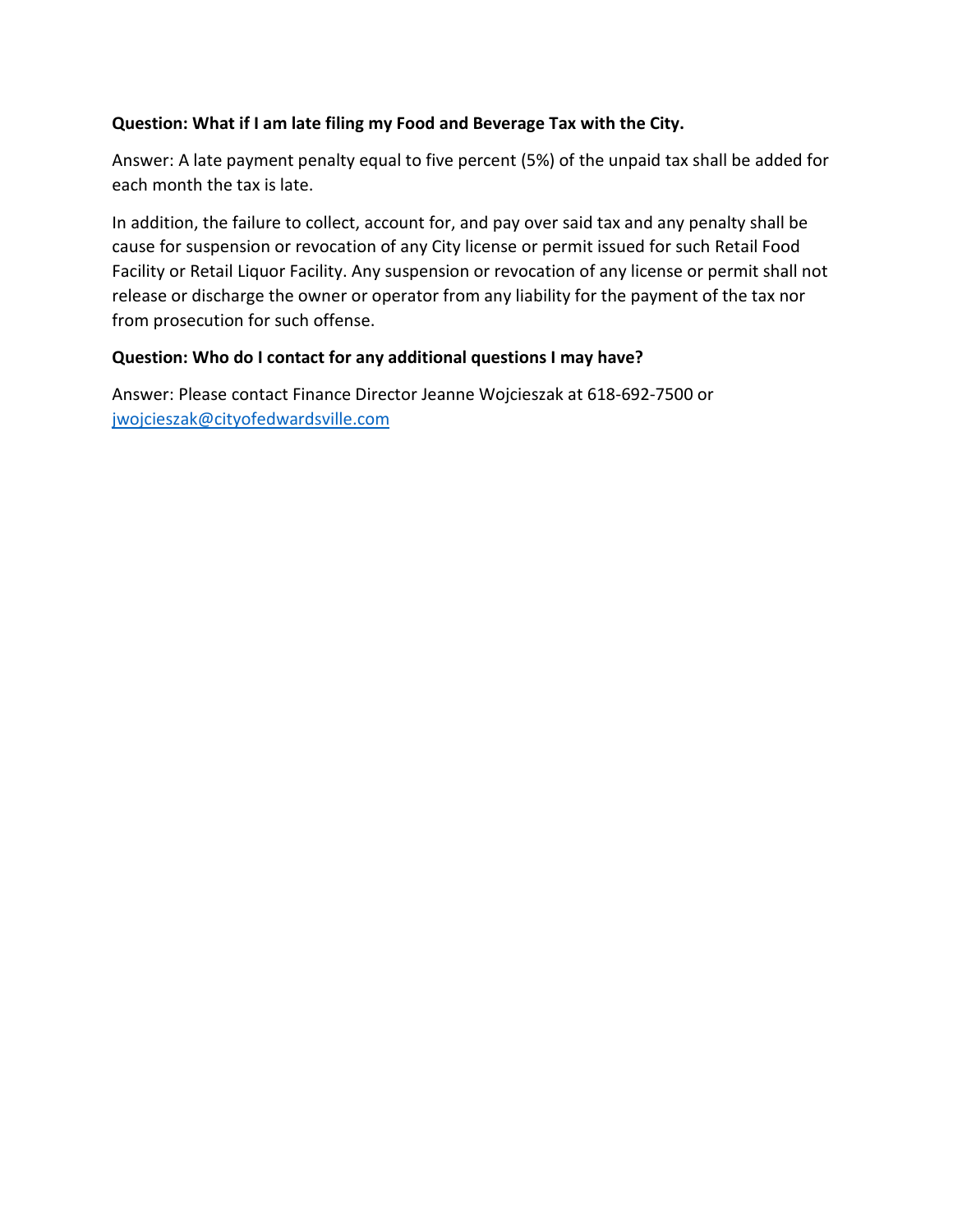**Question: What if I am late filing my Food and Beverage Tax with the City.**

Answer: A late payment penalty equal to five percent (5%) of the unpaid tax shall be added for each month the tax is late.

In addition, the failure to collect, account for, and pay over said tax and any penalty shall be cause for suspension or revocation of any City license or permit issued for such Retail Food Facility or Retail Liquor Facility. Any suspension or revocation of any license or permit shall not release or discharge the owner or operator from any liability for the payment of the tax nor from prosecution for such offense.

**Question: Who do I contact for any additional questions I may have?**

Answer: Please contact Finance Director Jeanne Wojcieszak at 618-692-7500 or [jwojcieszak@cityofedwardsville.com](mailto:jwojcieszak@cityofedwardsville.com)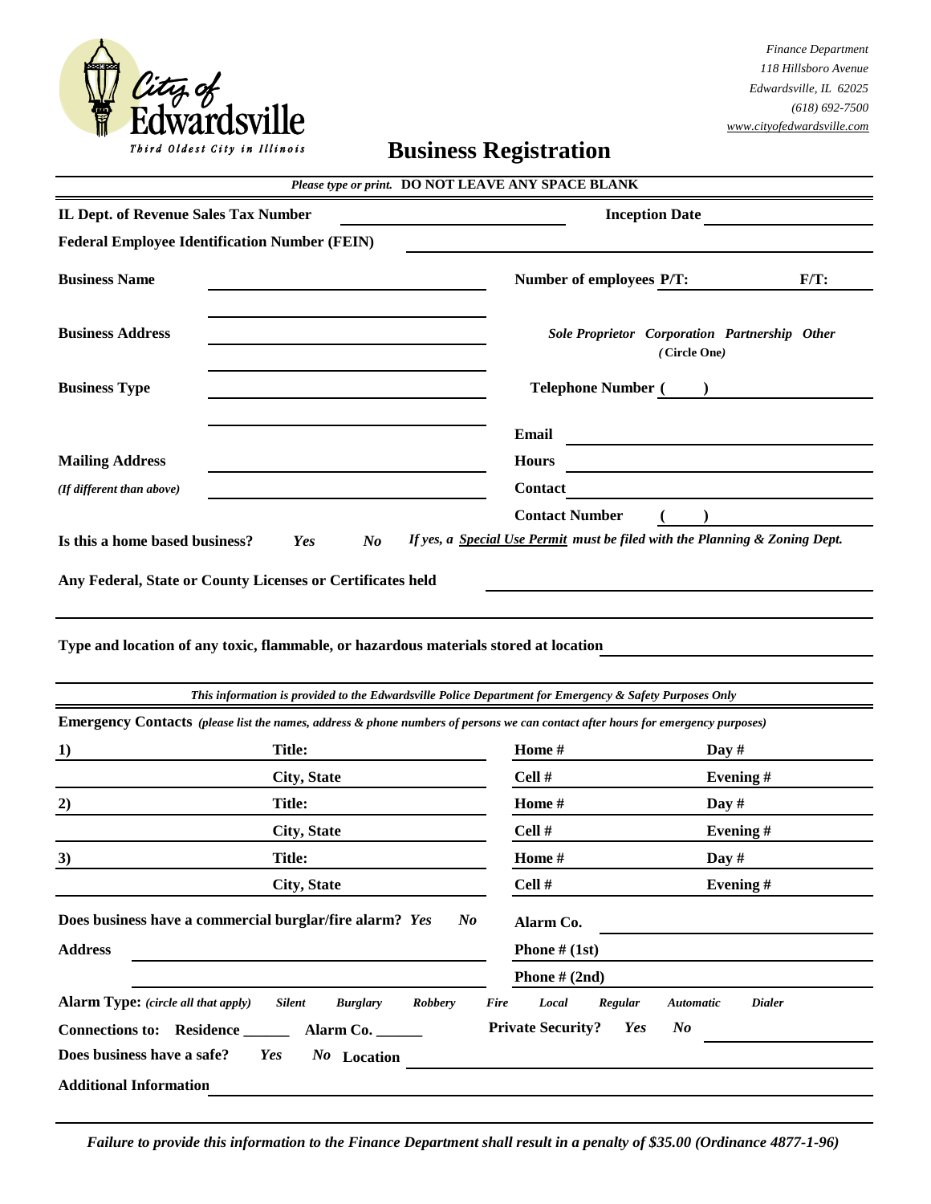City of Edwardsville

*Third Oldest City in Illinois*

*Finance Department*
*118 Hillsboro Avenue*
*Edwardsville, IL 62025*
*(618) 692-7500*
*www.cityofedwardsville.com*

# Business Registration

*Please type or print.* **DO NOT LEAVE ANY SPACE BLANK**

**IL Dept. of Revenue Sales Tax Number** ______________________ **Inception Date** ______________________

**Federal Employee Identification Number (FEIN)** ______________________

**Business Name** ______________________ **Number of employees P/T:** __________ **F/T:** __________

**Business Address** ______________________ ***Sole Proprietor Corporation Partnership Other*** *(***Circle One***)*

**Business Type** ______________________ **Telephone Number (     )** ______________________

**Email** ______________________

**Mailing Address** ______________________ **Hours** ______________________

***(If different than above)*** ______________________ **Contact** ______________________

**Contact Number (     )** ______________________

**Is this a home based business?** ***Yes No*** ***If yes, a Special Use Permit must be filed with the Planning & Zoning Dept.***

**Any Federal, State or County Licenses or Certificates held** ______________________

**Type and location of any toxic, flammable, or hazardous materials stored at location** ______________________

***This information is provided to the Edwardsville Police Department for Emergency & Safety Purposes Only***

**Emergency Contacts** ***(please list the names, address & phone numbers of persons we can contact after hours for emergency purposes)***

| | | | |
|---|---|---|---|
| **1)** | **Title:** | **Home #** | **Day #** |
| | **City, State** | **Cell #** | **Evening #** |
| **2)** | **Title:** | **Home #** | **Day #** |
| | **City, State** | **Cell #** | **Evening #** |
| **3)** | **Title:** | **Home #** | **Day #** |
| | **City, State** | **Cell #** | **Evening #** |

**Does business have a commercial burglar/fire alarm?** ***Yes No*** **Alarm Co.** ______________________

**Address** ______________________ **Phone # (1st)** ______________________

**Phone # (2nd)** ______________________

**Alarm Type:** ***(circle all that apply)*** ***Silent Burglary Robbery Fire Local Regular Automatic Dialer***

**Connections to: Residence ______ Alarm Co. ______** **Private Security?** ***Yes No*** ______________________

**Does business have a safe?** ***Yes No*** **Location** ______________________

**Additional Information** ______________________

***Failure to provide this information to the Finance Department shall result in a penalty of $35.00 (Ordinance 4877-1-96)***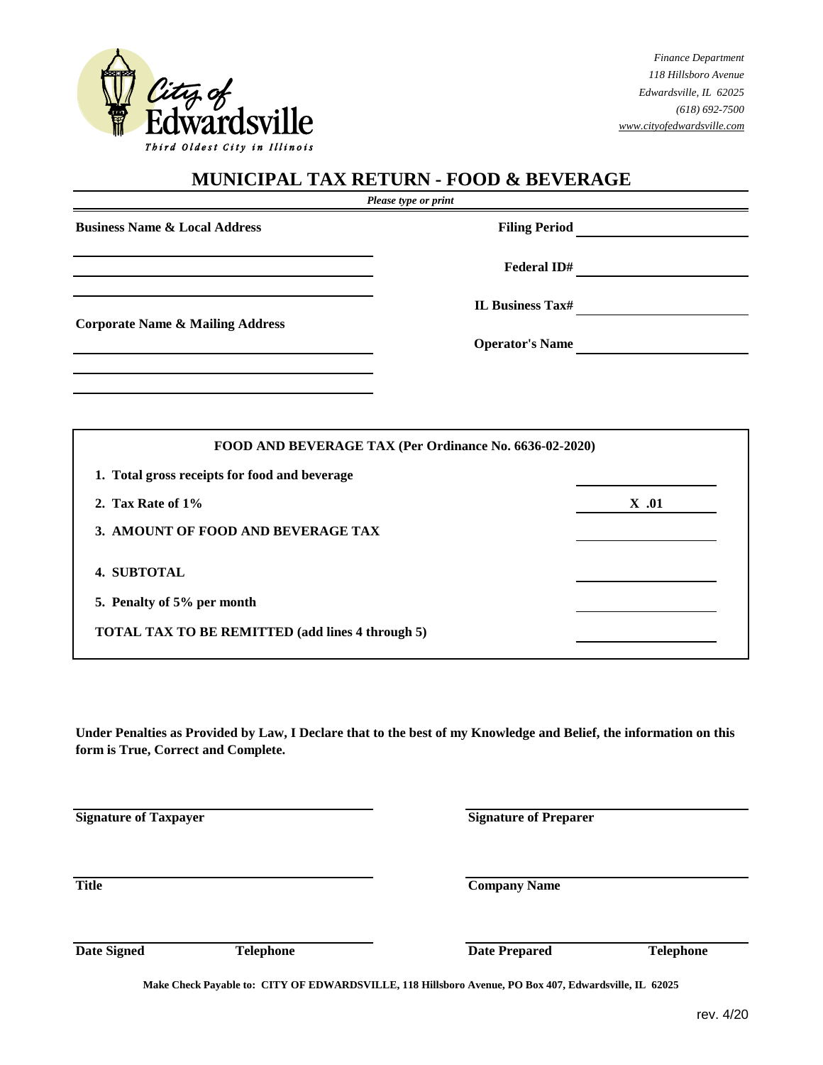City of Edwardsville

*Third Oldest City in Illinois*

*Finance Department*
*118 Hillsboro Avenue*
*Edwardsville, IL 62025*
*(618) 692-7500*
*www.cityofedwardsville.com*

# MUNICIPAL TAX RETURN - FOOD & BEVERAGE

***Please type or print***

**Business Name & Local Address** ______________________

______________________

______________________

**Corporate Name & Mailing Address**

______________________

______________________

______________________

**Filing Period** ______________________

**Federal ID#** ______________________

**IL Business Tax#** ______________________

**Operator's Name** ______________________

## FOOD AND BEVERAGE TAX (Per Ordinance No. 6636-02-2020)

| | |
|---|---|
| **1. Total gross receipts for food and beverage** | |
| **2. Tax Rate of 1%** | **X .01** |
| **3. AMOUNT OF FOOD AND BEVERAGE TAX** | |
| **4. SUBTOTAL** | |
| **5. Penalty of 5% per month** | |
| **TOTAL TAX TO BE REMITTED (add lines 4 through 5)** | |

**Under Penalties as Provided by Law, I Declare that to the best of my Knowledge and Belief, the information on this form is True, Correct and Complete.**

| | |
|---|---|
| **Signature of Taxpayer** | **Signature of Preparer** |
| **Title** | **Company Name** |
| **Date Signed** **Telephone** | **Date Prepared** **Telephone** |

**Make Check Payable to: CITY OF EDWARDSVILLE, 118 Hillsboro Avenue, PO Box 407, Edwardsville, IL 62025**

rev. 4/20